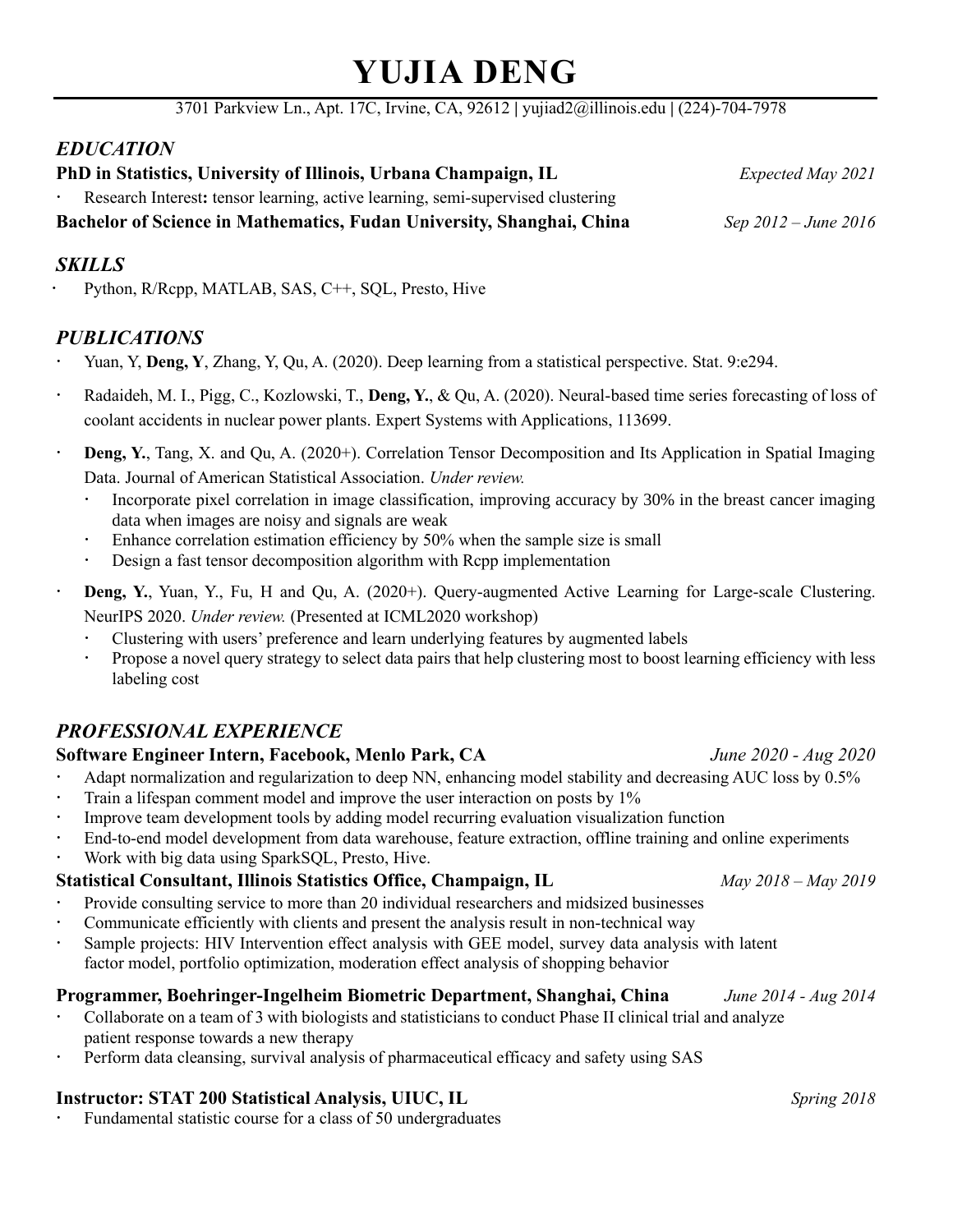# YUJIA DENG

3701 Parkview Ln., Apt. 17C, Irvine, CA, 92612 | yujiad2@illinois.edu | (224)-704-7978

## *EDUCATION*

**PhD in Statistics, University of Illinois, Urbana Champaign, IL** *Expected May 2021*

- Research Interest**:** tensor learning, active learning, semi-supervised clustering

**Bachelor of Science in Mathematics, Fudan University, Shanghai, China** *Sep 2012 – June 2016*

## *SKILLS*

- Python, R/Rcpp, MATLAB, SAS, C++, SQL, Presto, Hive

## *PUBLICATIONS*

- Yuan, Y, **Deng, Y**, Zhang, Y, Qu, A. (2020). Deep learning from a statistical perspective. Stat. 9:e294.
- Radaideh, M. I., Pigg, C., Kozlowski, T., **Deng, Y.**, & Qu, A. (2020). Neural-based time series forecasting of loss of coolant accidents in nuclear power plants. Expert Systems with Applications, 113699.
- **Deng, Y.**, Tang, X. and Qu, A. (2020+). Correlation Tensor Decomposition and Its Application in Spatial Imaging Data. Journal of American Statistical Association. *Under review.*
  - Incorporate pixel correlation in image classification, improving accuracy by 30% in the breast cancer imaging data when images are noisy and signals are weak
  - Enhance correlation estimation efficiency by 50% when the sample size is small
  - Design a fast tensor decomposition algorithm with Rcpp implementation
- **Deng, Y.**, Yuan, Y., Fu, H and Qu, A. (2020+). Query-augmented Active Learning for Large-scale Clustering. NeurIPS 2020. *Under review.* (Presented at ICML2020 workshop)
  - Clustering with users' preference and learn underlying features by augmented labels
  - Propose a novel query strategy to select data pairs that help clustering most to boost learning efficiency with less labeling cost

## *PROFESSIONAL EXPERIENCE*

**Software Engineer Intern, Facebook, Menlo Park, CA** *June 2020 - Aug 2020*

- Adapt normalization and regularization to deep NN, enhancing model stability and decreasing AUC loss by 0.5%
- Train a lifespan comment model and improve the user interaction on posts by 1%
- Improve team development tools by adding model recurring evaluation visualization function
- End-to-end model development from data warehouse, feature extraction, offline training and online experiments
- Work with big data using SparkSQL, Presto, Hive.

**Statistical Consultant, Illinois Statistics Office, Champaign, IL** *May 2018 – May 2019*

- Provide consulting service to more than 20 individual researchers and midsized businesses
- Communicate efficiently with clients and present the analysis result in non-technical way
- Sample projects: HIV Intervention effect analysis with GEE model, survey data analysis with latent factor model, portfolio optimization, moderation effect analysis of shopping behavior

**Programmer, Boehringer-Ingelheim Biometric Department, Shanghai, China** *June 2014 - Aug 2014*

- Collaborate on a team of 3 with biologists and statisticians to conduct Phase II clinical trial and analyze patient response towards a new therapy
- Perform data cleansing, survival analysis of pharmaceutical efficacy and safety using SAS

**Instructor: STAT 200 Statistical Analysis, UIUC, IL** *Spring 2018*

- Fundamental statistic course for a class of 50 undergraduates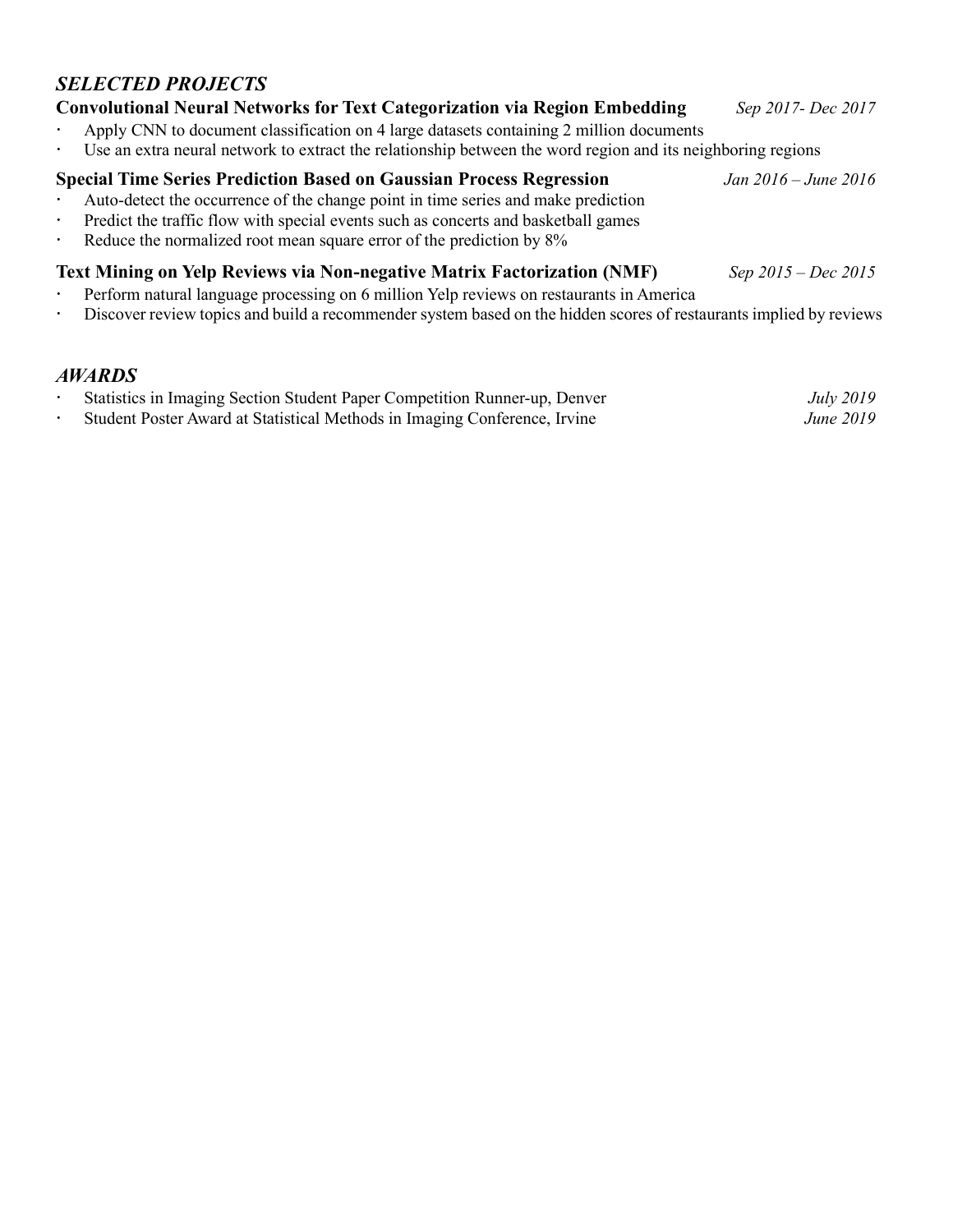## *SELECTED PROJECTS*

**Convolutional Neural Networks for Text Categorization via Region Embedding** *Sep 2017- Dec 2017*

- Apply CNN to document classification on 4 large datasets containing 2 million documents
- Use an extra neural network to extract the relationship between the word region and its neighboring regions

**Special Time Series Prediction Based on Gaussian Process Regression** *Jan 2016 – June 2016*

- Auto-detect the occurrence of the change point in time series and make prediction
- Predict the traffic flow with special events such as concerts and basketball games
- Reduce the normalized root mean square error of the prediction by 8%

**Text Mining on Yelp Reviews via Non-negative Matrix Factorization (NMF)** *Sep 2015 – Dec 2015*

- Perform natural language processing on 6 million Yelp reviews on restaurants in America
- Discover review topics and build a recommender system based on the hidden scores of restaurants implied by reviews

## *AWARDS*

- Statistics in Imaging Section Student Paper Competition Runner-up, Denver *July 2019*
- Student Poster Award at Statistical Methods in Imaging Conference, Irvine *June 2019*